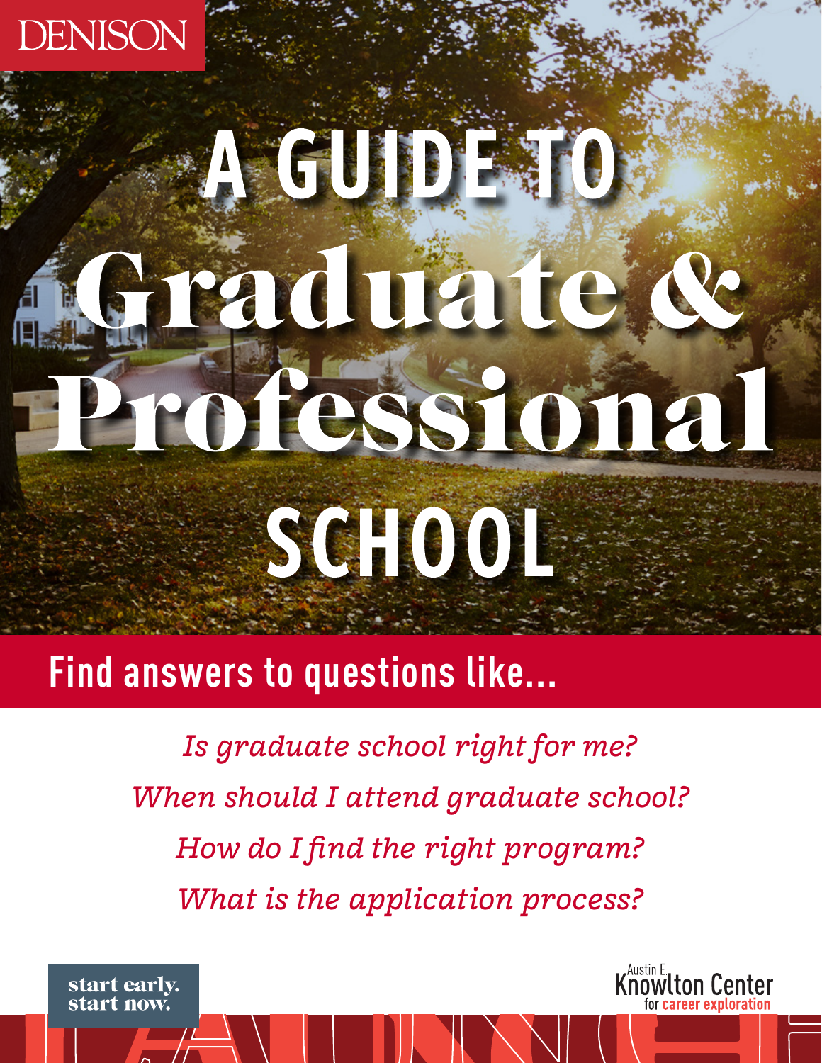DENISON

# A GUIDE TO Graduate & Professional SCHOOL

## Find answers to questions like...

*Is graduate school right for me?*

*When should I attend graduate school?*

*How do I find the right program?*

*What is the application process?*

start early.
start now.

Austin E. Knowlton Center for career exploration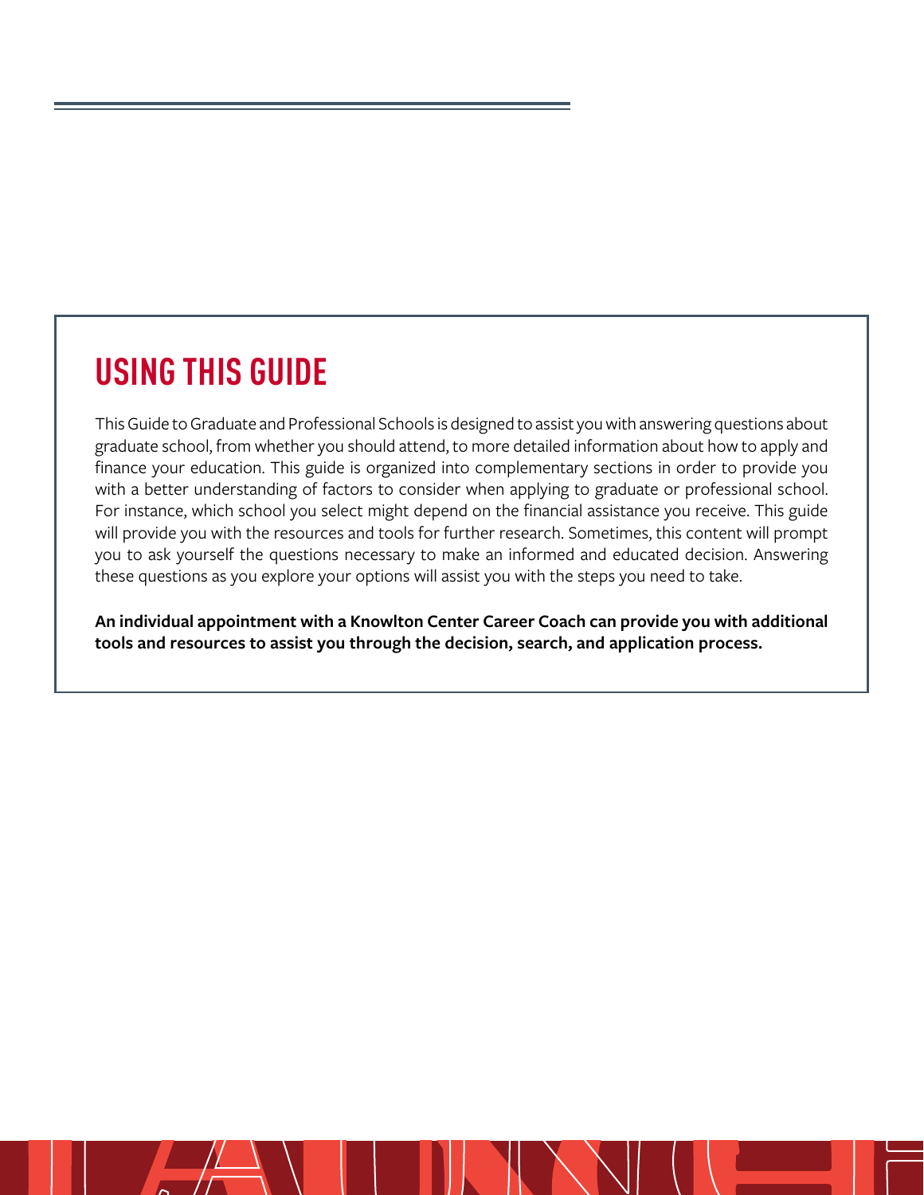## USING THIS GUIDE

This Guide to Graduate and Professional Schools is designed to assist you with answering questions about graduate school, from whether you should attend, to more detailed information about how to apply and finance your education. This guide is organized into complementary sections in order to provide you with a better understanding of factors to consider when applying to graduate or professional school. For instance, which school you select might depend on the financial assistance you receive. This guide will provide you with the resources and tools for further research. Sometimes, this content will prompt you to ask yourself the questions necessary to make an informed and educated decision. Answering these questions as you explore your options will assist you with the steps you need to take.

**An individual appointment with a Knowlton Center Career Coach can provide you with additional tools and resources to assist you through the decision, search, and application process.**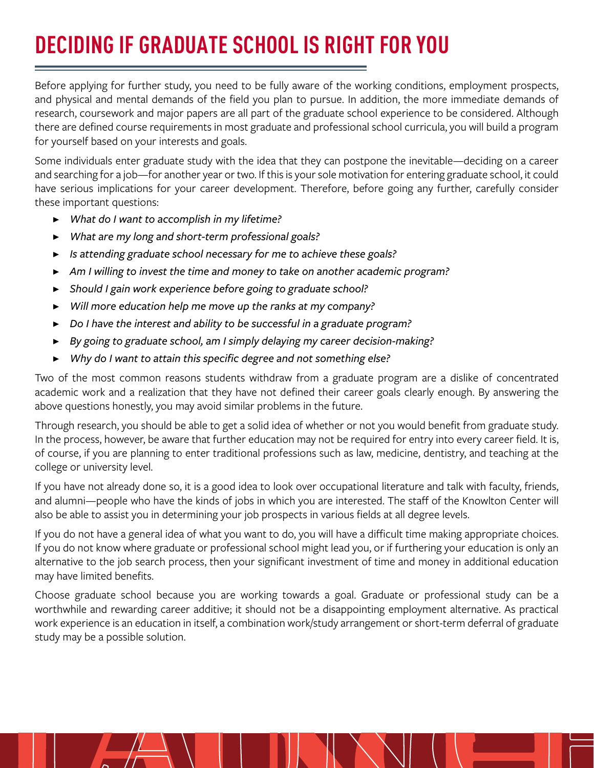# DECIDING IF GRADUATE SCHOOL IS RIGHT FOR YOU

Before applying for further study, you need to be fully aware of the working conditions, employment prospects, and physical and mental demands of the field you plan to pursue. In addition, the more immediate demands of research, coursework and major papers are all part of the graduate school experience to be considered. Although there are defined course requirements in most graduate and professional school curricula, you will build a program for yourself based on your interests and goals.

Some individuals enter graduate study with the idea that they can postpone the inevitable—deciding on a career and searching for a job—for another year or two. If this is your sole motivation for entering graduate school, it could have serious implications for your career development. Therefore, before going any further, carefully consider these important questions:

- *What do I want to accomplish in my lifetime?*
- *What are my long and short-term professional goals?*
- *Is attending graduate school necessary for me to achieve these goals?*
- *Am I willing to invest the time and money to take on another academic program?*
- *Should I gain work experience before going to graduate school?*
- *Will more education help me move up the ranks at my company?*
- *Do I have the interest and ability to be successful in a graduate program?*
- *By going to graduate school, am I simply delaying my career decision-making?*
- *Why do I want to attain this specific degree and not something else?*

Two of the most common reasons students withdraw from a graduate program are a dislike of concentrated academic work and a realization that they have not defined their career goals clearly enough. By answering the above questions honestly, you may avoid similar problems in the future.

Through research, you should be able to get a solid idea of whether or not you would benefit from graduate study. In the process, however, be aware that further education may not be required for entry into every career field. It is, of course, if you are planning to enter traditional professions such as law, medicine, dentistry, and teaching at the college or university level.

If you have not already done so, it is a good idea to look over occupational literature and talk with faculty, friends, and alumni—people who have the kinds of jobs in which you are interested. The staff of the Knowlton Center will also be able to assist you in determining your job prospects in various fields at all degree levels.

If you do not have a general idea of what you want to do, you will have a difficult time making appropriate choices. If you do not know where graduate or professional school might lead you, or if furthering your education is only an alternative to the job search process, then your significant investment of time and money in additional education may have limited benefits.

Choose graduate school because you are working towards a goal. Graduate or professional study can be a worthwhile and rewarding career additive; it should not be a disappointing employment alternative. As practical work experience is an education in itself, a combination work/study arrangement or short-term deferral of graduate study may be a possible solution.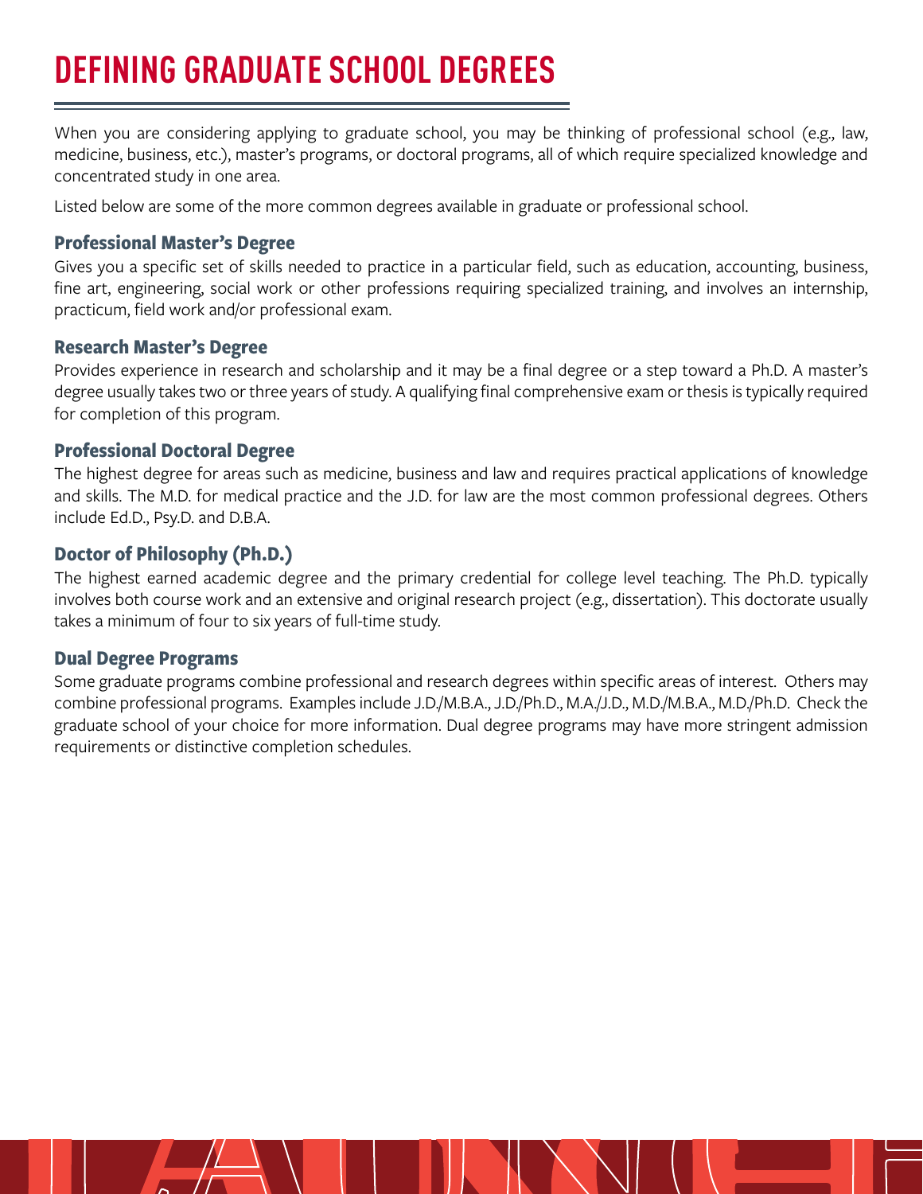# DEFINING GRADUATE SCHOOL DEGREES

When you are considering applying to graduate school, you may be thinking of professional school (e.g., law, medicine, business, etc.), master's programs, or doctoral programs, all of which require specialized knowledge and concentrated study in one area.

Listed below are some of the more common degrees available in graduate or professional school.

### Professional Master's Degree

Gives you a specific set of skills needed to practice in a particular field, such as education, accounting, business, fine art, engineering, social work or other professions requiring specialized training, and involves an internship, practicum, field work and/or professional exam.

### Research Master's Degree

Provides experience in research and scholarship and it may be a final degree or a step toward a Ph.D. A master's degree usually takes two or three years of study. A qualifying final comprehensive exam or thesis is typically required for completion of this program.

### Professional Doctoral Degree

The highest degree for areas such as medicine, business and law and requires practical applications of knowledge and skills. The M.D. for medical practice and the J.D. for law are the most common professional degrees. Others include Ed.D., Psy.D. and D.B.A.

### Doctor of Philosophy (Ph.D.)

The highest earned academic degree and the primary credential for college level teaching. The Ph.D. typically involves both course work and an extensive and original research project (e.g., dissertation). This doctorate usually takes a minimum of four to six years of full-time study.

### Dual Degree Programs

Some graduate programs combine professional and research degrees within specific areas of interest. Others may combine professional programs. Examples include J.D./M.B.A., J.D./Ph.D., M.A./J.D., M.D./M.B.A., M.D./Ph.D. Check the graduate school of your choice for more information. Dual degree programs may have more stringent admission requirements or distinctive completion schedules.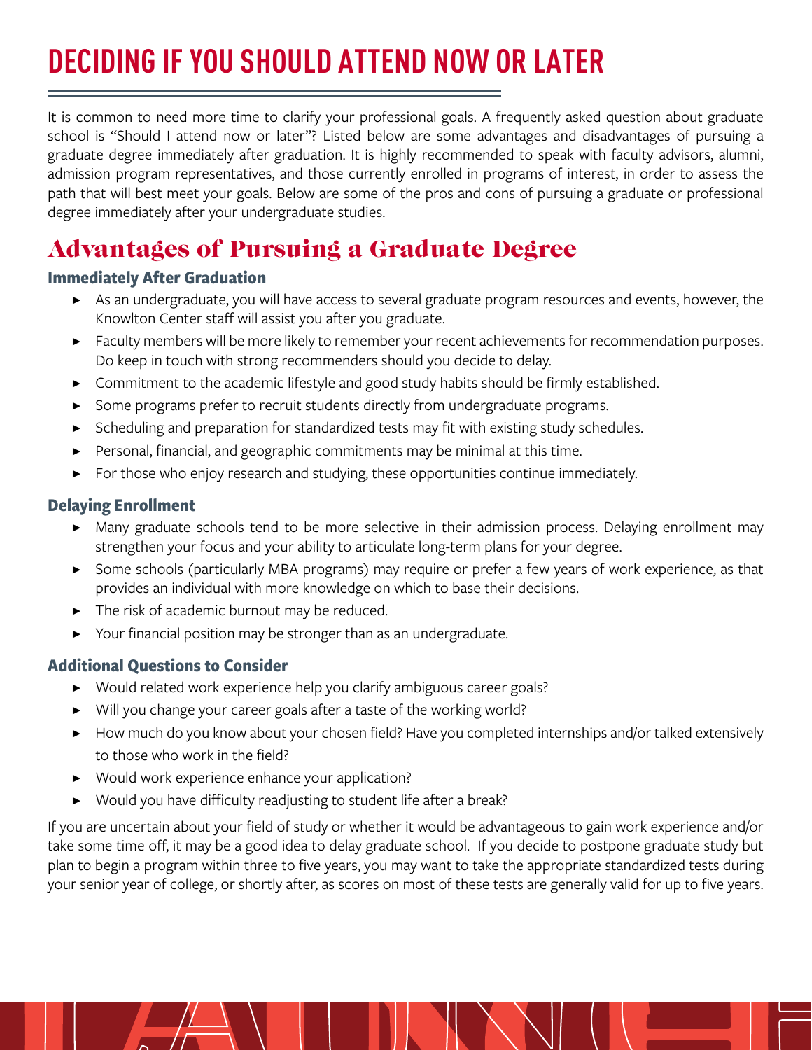# DECIDING IF YOU SHOULD ATTEND NOW OR LATER

It is common to need more time to clarify your professional goals. A frequently asked question about graduate school is "Should I attend now or later"? Listed below are some advantages and disadvantages of pursuing a graduate degree immediately after graduation. It is highly recommended to speak with faculty advisors, alumni, admission program representatives, and those currently enrolled in programs of interest, in order to assess the path that will best meet your goals. Below are some of the pros and cons of pursuing a graduate or professional degree immediately after your undergraduate studies.

## Advantages of Pursuing a Graduate Degree

### Immediately After Graduation

- As an undergraduate, you will have access to several graduate program resources and events, however, the Knowlton Center staff will assist you after you graduate.
- Faculty members will be more likely to remember your recent achievements for recommendation purposes. Do keep in touch with strong recommenders should you decide to delay.
- Commitment to the academic lifestyle and good study habits should be firmly established.
- Some programs prefer to recruit students directly from undergraduate programs.
- Scheduling and preparation for standardized tests may fit with existing study schedules.
- Personal, financial, and geographic commitments may be minimal at this time.
- For those who enjoy research and studying, these opportunities continue immediately.

### Delaying Enrollment

- Many graduate schools tend to be more selective in their admission process. Delaying enrollment may strengthen your focus and your ability to articulate long-term plans for your degree.
- Some schools (particularly MBA programs) may require or prefer a few years of work experience, as that provides an individual with more knowledge on which to base their decisions.
- The risk of academic burnout may be reduced.
- Your financial position may be stronger than as an undergraduate.

### Additional Questions to Consider

- Would related work experience help you clarify ambiguous career goals?
- Will you change your career goals after a taste of the working world?
- How much do you know about your chosen field? Have you completed internships and/or talked extensively to those who work in the field?
- Would work experience enhance your application?
- Would you have difficulty readjusting to student life after a break?

If you are uncertain about your field of study or whether it would be advantageous to gain work experience and/or take some time off, it may be a good idea to delay graduate school. If you decide to postpone graduate study but plan to begin a program within three to five years, you may want to take the appropriate standardized tests during your senior year of college, or shortly after, as scores on most of these tests are generally valid for up to five years.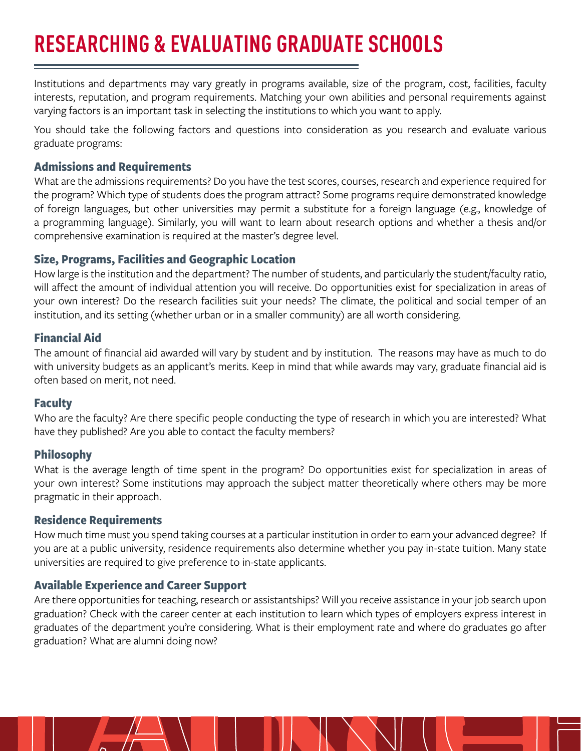# RESEARCHING & EVALUATING GRADUATE SCHOOLS

Institutions and departments may vary greatly in programs available, size of the program, cost, facilities, faculty interests, reputation, and program requirements. Matching your own abilities and personal requirements against varying factors is an important task in selecting the institutions to which you want to apply.

You should take the following factors and questions into consideration as you research and evaluate various graduate programs:

### Admissions and Requirements

What are the admissions requirements? Do you have the test scores, courses, research and experience required for the program? Which type of students does the program attract? Some programs require demonstrated knowledge of foreign languages, but other universities may permit a substitute for a foreign language (e.g., knowledge of a programming language). Similarly, you will want to learn about research options and whether a thesis and/or comprehensive examination is required at the master's degree level.

### Size, Programs, Facilities and Geographic Location

How large is the institution and the department? The number of students, and particularly the student/faculty ratio, will affect the amount of individual attention you will receive. Do opportunities exist for specialization in areas of your own interest? Do the research facilities suit your needs? The climate, the political and social temper of an institution, and its setting (whether urban or in a smaller community) are all worth considering.

### Financial Aid

The amount of financial aid awarded will vary by student and by institution. The reasons may have as much to do with university budgets as an applicant's merits. Keep in mind that while awards may vary, graduate financial aid is often based on merit, not need.

### Faculty

Who are the faculty? Are there specific people conducting the type of research in which you are interested? What have they published? Are you able to contact the faculty members?

### Philosophy

What is the average length of time spent in the program? Do opportunities exist for specialization in areas of your own interest? Some institutions may approach the subject matter theoretically where others may be more pragmatic in their approach.

### Residence Requirements

How much time must you spend taking courses at a particular institution in order to earn your advanced degree? If you are at a public university, residence requirements also determine whether you pay in-state tuition. Many state universities are required to give preference to in-state applicants.

### Available Experience and Career Support

Are there opportunities for teaching, research or assistantships? Will you receive assistance in your job search upon graduation? Check with the career center at each institution to learn which types of employers express interest in graduates of the department you're considering. What is their employment rate and where do graduates go after graduation? What are alumni doing now?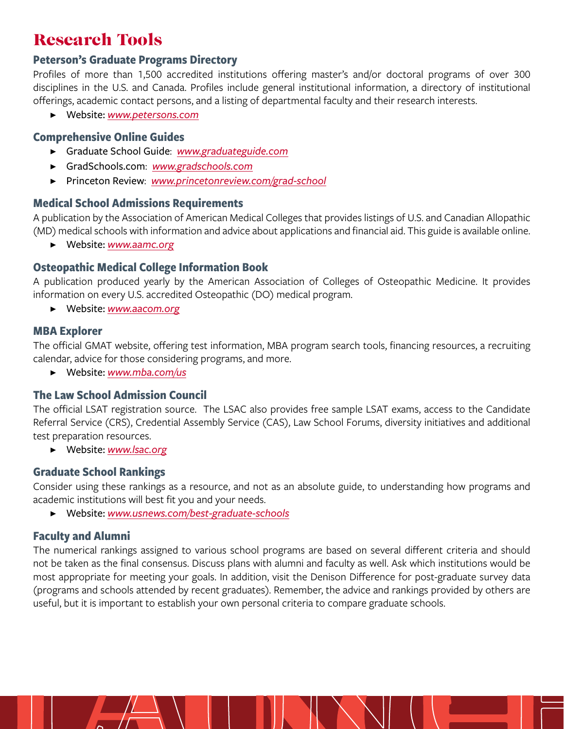# Research Tools

## Peterson's Graduate Programs Directory

Profiles of more than 1,500 accredited institutions offering master's and/or doctoral programs of over 300 disciplines in the U.S. and Canada. Profiles include general institutional information, a directory of institutional offerings, academic contact persons, and a listing of departmental faculty and their research interests.

- Website: *www.petersons.com*

## Comprehensive Online Guides

- Graduate School Guide: *www.graduateguide.com*
- GradSchools.com: *www.gradschools.com*
- Princeton Review: *www.princetonreview.com/grad-school*

## Medical School Admissions Requirements

A publication by the Association of American Medical Colleges that provides listings of U.S. and Canadian Allopathic (MD) medical schools with information and advice about applications and financial aid. This guide is available online.

- Website: *www.aamc.org*

## Osteopathic Medical College Information Book

A publication produced yearly by the American Association of Colleges of Osteopathic Medicine. It provides information on every U.S. accredited Osteopathic (DO) medical program.

- Website: *www.aacom.org*

## MBA Explorer

The official GMAT website, offering test information, MBA program search tools, financing resources, a recruiting calendar, advice for those considering programs, and more.

- Website: *www.mba.com/us*

## The Law School Admission Council

The official LSAT registration source. The LSAC also provides free sample LSAT exams, access to the Candidate Referral Service (CRS), Credential Assembly Service (CAS), Law School Forums, diversity initiatives and additional test preparation resources.

- Website: *www.lsac.org*

## Graduate School Rankings

Consider using these rankings as a resource, and not as an absolute guide, to understanding how programs and academic institutions will best fit you and your needs.

- Website: *www.usnews.com/best-graduate-schools*

## Faculty and Alumni

The numerical rankings assigned to various school programs are based on several different criteria and should not be taken as the final consensus. Discuss plans with alumni and faculty as well. Ask which institutions would be most appropriate for meeting your goals. In addition, visit the Denison Difference for post-graduate survey data (programs and schools attended by recent graduates). Remember, the advice and rankings provided by others are useful, but it is important to establish your own personal criteria to compare graduate schools.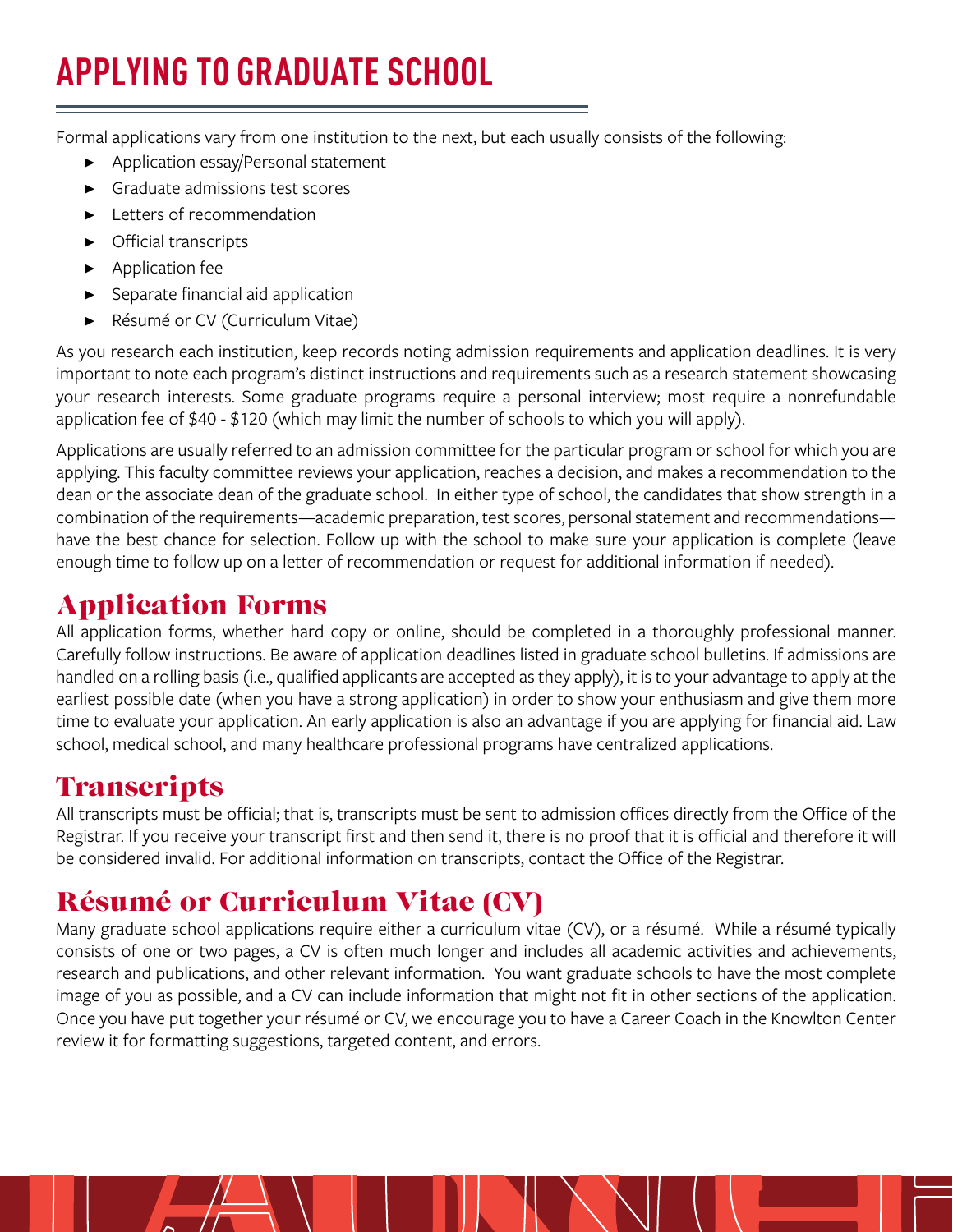# APPLYING TO GRADUATE SCHOOL

Formal applications vary from one institution to the next, but each usually consists of the following:

- Application essay/Personal statement
- Graduate admissions test scores
- Letters of recommendation
- Official transcripts
- Application fee
- Separate financial aid application
- Résumé or CV (Curriculum Vitae)

As you research each institution, keep records noting admission requirements and application deadlines. It is very important to note each program's distinct instructions and requirements such as a research statement showcasing your research interests. Some graduate programs require a personal interview; most require a nonrefundable application fee of $40 - $120 (which may limit the number of schools to which you will apply).

Applications are usually referred to an admission committee for the particular program or school for which you are applying. This faculty committee reviews your application, reaches a decision, and makes a recommendation to the dean or the associate dean of the graduate school. In either type of school, the candidates that show strength in a combination of the requirements—academic preparation, test scores, personal statement and recommendations—have the best chance for selection. Follow up with the school to make sure your application is complete (leave enough time to follow up on a letter of recommendation or request for additional information if needed).

## Application Forms

All application forms, whether hard copy or online, should be completed in a thoroughly professional manner. Carefully follow instructions. Be aware of application deadlines listed in graduate school bulletins. If admissions are handled on a rolling basis (i.e., qualified applicants are accepted as they apply), it is to your advantage to apply at the earliest possible date (when you have a strong application) in order to show your enthusiasm and give them more time to evaluate your application. An early application is also an advantage if you are applying for financial aid. Law school, medical school, and many healthcare professional programs have centralized applications.

## Transcripts

All transcripts must be official; that is, transcripts must be sent to admission offices directly from the Office of the Registrar. If you receive your transcript first and then send it, there is no proof that it is official and therefore it will be considered invalid. For additional information on transcripts, contact the Office of the Registrar.

## Résumé or Curriculum Vitae (CV)

Many graduate school applications require either a curriculum vitae (CV), or a résumé. While a résumé typically consists of one or two pages, a CV is often much longer and includes all academic activities and achievements, research and publications, and other relevant information. You want graduate schools to have the most complete image of you as possible, and a CV can include information that might not fit in other sections of the application. Once you have put together your résumé or CV, we encourage you to have a Career Coach in the Knowlton Center review it for formatting suggestions, targeted content, and errors.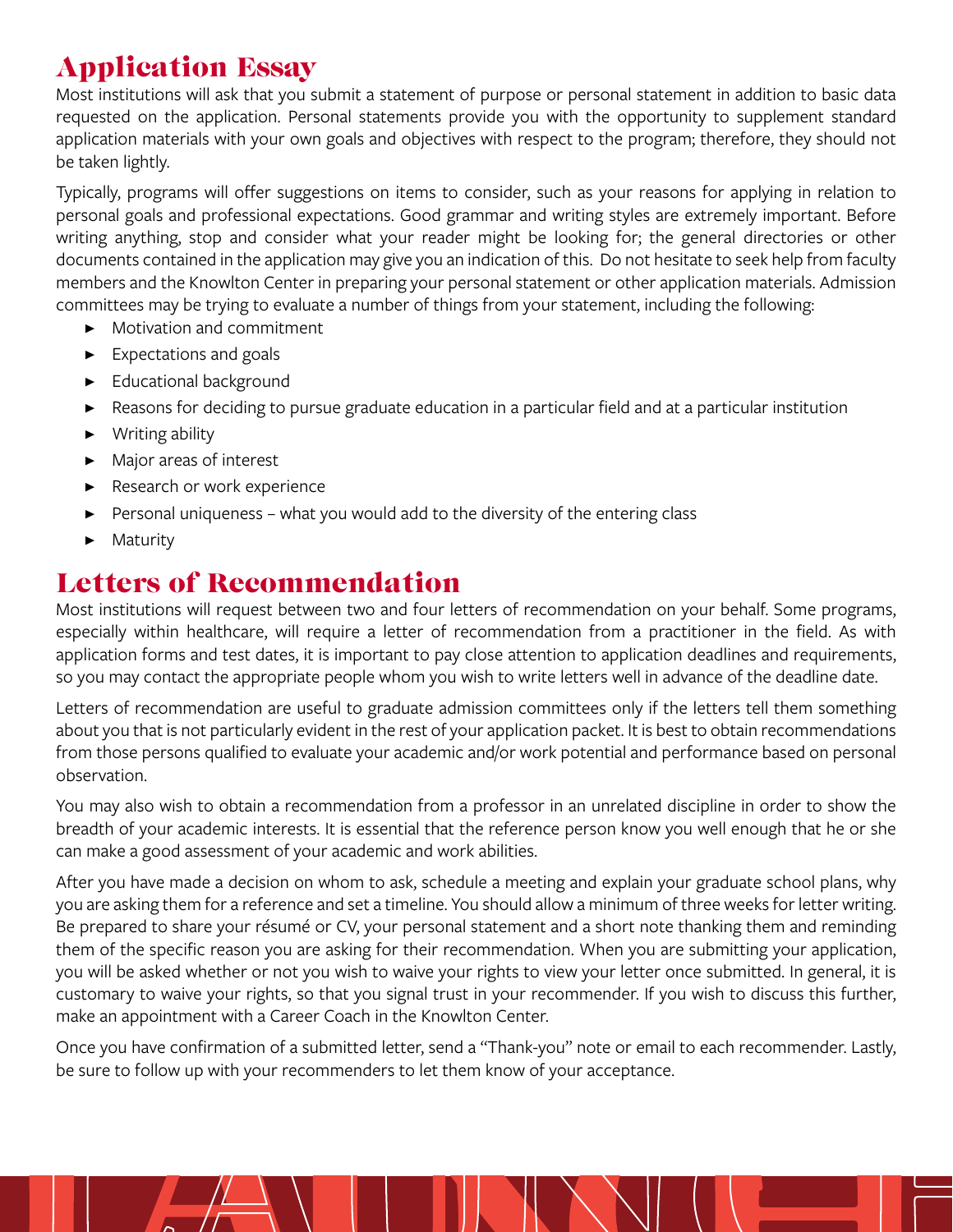## Application Essay

Most institutions will ask that you submit a statement of purpose or personal statement in addition to basic data requested on the application. Personal statements provide you with the opportunity to supplement standard application materials with your own goals and objectives with respect to the program; therefore, they should not be taken lightly.

Typically, programs will offer suggestions on items to consider, such as your reasons for applying in relation to personal goals and professional expectations. Good grammar and writing styles are extremely important. Before writing anything, stop and consider what your reader might be looking for; the general directories or other documents contained in the application may give you an indication of this. Do not hesitate to seek help from faculty members and the Knowlton Center in preparing your personal statement or other application materials. Admission committees may be trying to evaluate a number of things from your statement, including the following:

- Motivation and commitment
- Expectations and goals
- Educational background
- Reasons for deciding to pursue graduate education in a particular field and at a particular institution
- Writing ability
- Major areas of interest
- Research or work experience
- Personal uniqueness – what you would add to the diversity of the entering class
- Maturity

## Letters of Recommendation

Most institutions will request between two and four letters of recommendation on your behalf. Some programs, especially within healthcare, will require a letter of recommendation from a practitioner in the field. As with application forms and test dates, it is important to pay close attention to application deadlines and requirements, so you may contact the appropriate people whom you wish to write letters well in advance of the deadline date.

Letters of recommendation are useful to graduate admission committees only if the letters tell them something about you that is not particularly evident in the rest of your application packet. It is best to obtain recommendations from those persons qualified to evaluate your academic and/or work potential and performance based on personal observation.

You may also wish to obtain a recommendation from a professor in an unrelated discipline in order to show the breadth of your academic interests. It is essential that the reference person know you well enough that he or she can make a good assessment of your academic and work abilities.

After you have made a decision on whom to ask, schedule a meeting and explain your graduate school plans, why you are asking them for a reference and set a timeline. You should allow a minimum of three weeks for letter writing. Be prepared to share your résumé or CV, your personal statement and a short note thanking them and reminding them of the specific reason you are asking for their recommendation. When you are submitting your application, you will be asked whether or not you wish to waive your rights to view your letter once submitted. In general, it is customary to waive your rights, so that you signal trust in your recommender. If you wish to discuss this further, make an appointment with a Career Coach in the Knowlton Center.

Once you have confirmation of a submitted letter, send a "Thank-you" note or email to each recommender. Lastly, be sure to follow up with your recommenders to let them know of your acceptance.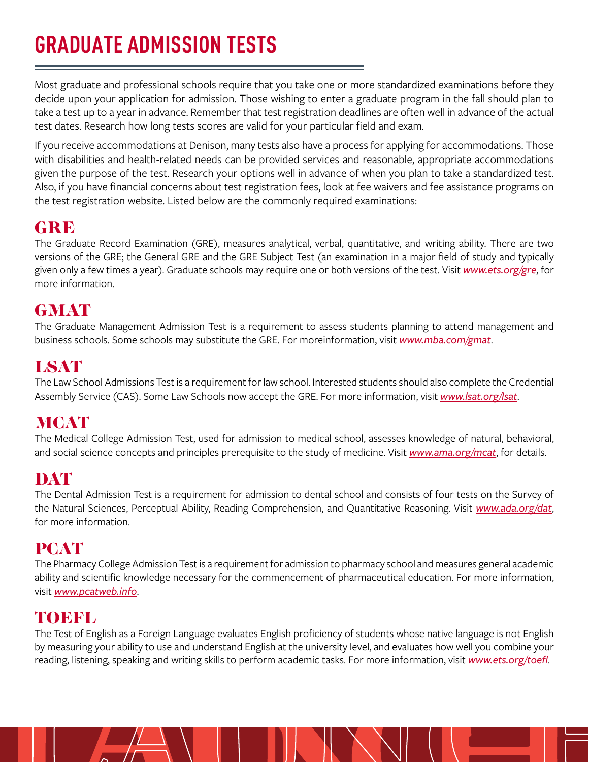# GRADUATE ADMISSION TESTS

Most graduate and professional schools require that you take one or more standardized examinations before they decide upon your application for admission. Those wishing to enter a graduate program in the fall should plan to take a test up to a year in advance. Remember that test registration deadlines are often well in advance of the actual test dates. Research how long tests scores are valid for your particular field and exam.

If you receive accommodations at Denison, many tests also have a process for applying for accommodations. Those with disabilities and health-related needs can be provided services and reasonable, appropriate accommodations given the purpose of the test. Research your options well in advance of when you plan to take a standardized test. Also, if you have financial concerns about test registration fees, look at fee waivers and fee assistance programs on the test registration website. Listed below are the commonly required examinations:

## GRE

The Graduate Record Examination (GRE), measures analytical, verbal, quantitative, and writing ability. There are two versions of the GRE; the General GRE and the GRE Subject Test (an examination in a major field of study and typically given only a few times a year). Graduate schools may require one or both versions of the test. Visit *www.ets.org/gre*, for more information.

## GMAT

The Graduate Management Admission Test is a requirement to assess students planning to attend management and business schools. Some schools may substitute the GRE. For moreinformation, visit *www.mba.com/gmat*.

## LSAT

The Law School Admissions Test is a requirement for law school. Interested students should also complete the Credential Assembly Service (CAS). Some Law Schools now accept the GRE. For more information, visit *www.lsat.org/lsat*.

## MCAT

The Medical College Admission Test, used for admission to medical school, assesses knowledge of natural, behavioral, and social science concepts and principles prerequisite to the study of medicine. Visit *www.ama.org/mcat*, for details.

## DAT

The Dental Admission Test is a requirement for admission to dental school and consists of four tests on the Survey of the Natural Sciences, Perceptual Ability, Reading Comprehension, and Quantitative Reasoning. Visit *www.ada.org/dat*, for more information.

## PCAT

The Pharmacy College Admission Test is a requirement for admission to pharmacy school and measures general academic ability and scientific knowledge necessary for the commencement of pharmaceutical education. For more information, visit *www.pcatweb.info*.

## TOEFL

The Test of English as a Foreign Language evaluates English proficiency of students whose native language is not English by measuring your ability to use and understand English at the university level, and evaluates how well you combine your reading, listening, speaking and writing skills to perform academic tasks. For more information, visit *www.ets.org/toefl*.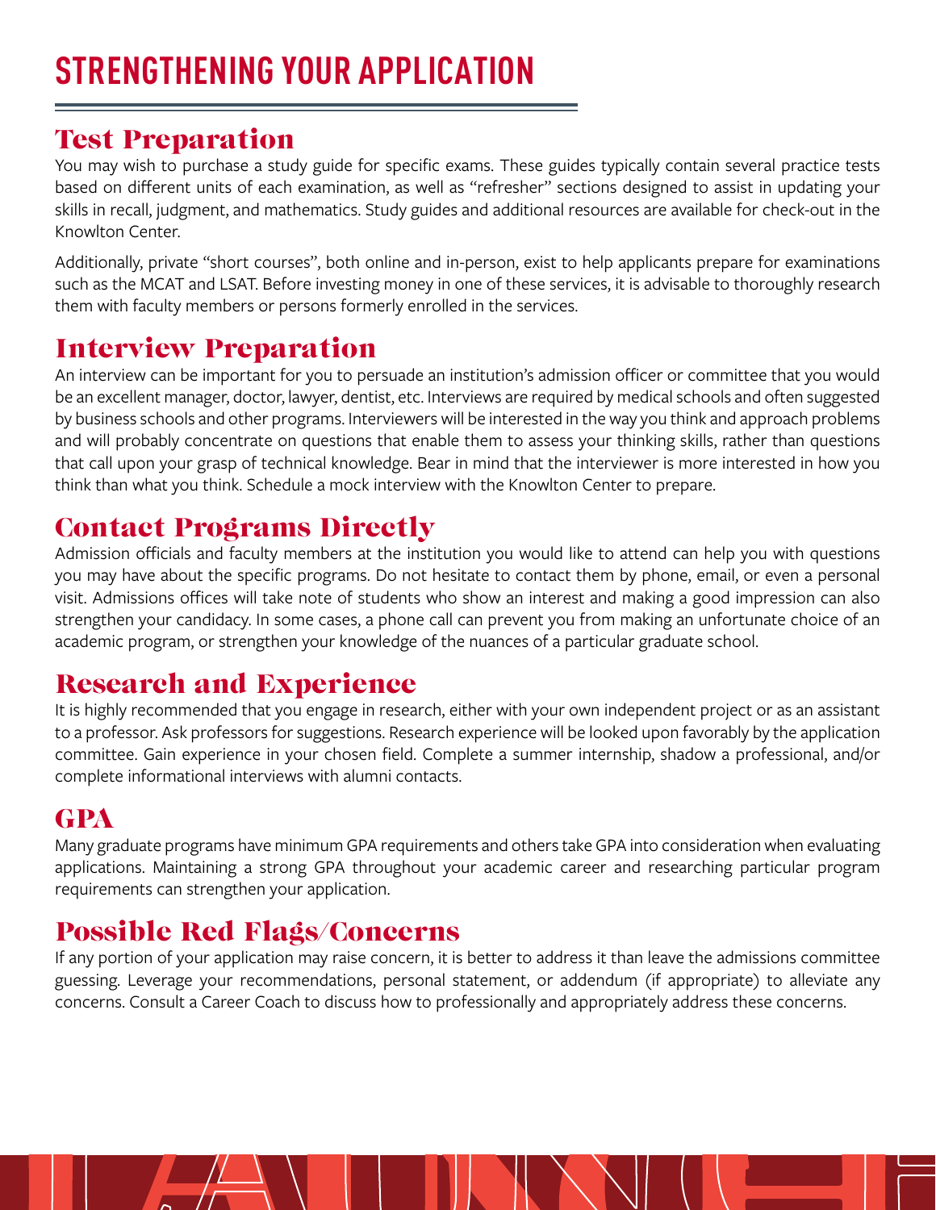# STRENGTHENING YOUR APPLICATION

## Test Preparation

You may wish to purchase a study guide for specific exams. These guides typically contain several practice tests based on different units of each examination, as well as "refresher" sections designed to assist in updating your skills in recall, judgment, and mathematics. Study guides and additional resources are available for check-out in the Knowlton Center.

Additionally, private "short courses", both online and in-person, exist to help applicants prepare for examinations such as the MCAT and LSAT. Before investing money in one of these services, it is advisable to thoroughly research them with faculty members or persons formerly enrolled in the services.

## Interview Preparation

An interview can be important for you to persuade an institution's admission officer or committee that you would be an excellent manager, doctor, lawyer, dentist, etc. Interviews are required by medical schools and often suggested by business schools and other programs. Interviewers will be interested in the way you think and approach problems and will probably concentrate on questions that enable them to assess your thinking skills, rather than questions that call upon your grasp of technical knowledge. Bear in mind that the interviewer is more interested in how you think than what you think. Schedule a mock interview with the Knowlton Center to prepare.

## Contact Programs Directly

Admission officials and faculty members at the institution you would like to attend can help you with questions you may have about the specific programs. Do not hesitate to contact them by phone, email, or even a personal visit. Admissions offices will take note of students who show an interest and making a good impression can also strengthen your candidacy. In some cases, a phone call can prevent you from making an unfortunate choice of an academic program, or strengthen your knowledge of the nuances of a particular graduate school.

## Research and Experience

It is highly recommended that you engage in research, either with your own independent project or as an assistant to a professor. Ask professors for suggestions. Research experience will be looked upon favorably by the application committee. Gain experience in your chosen field. Complete a summer internship, shadow a professional, and/or complete informational interviews with alumni contacts.

## GPA

Many graduate programs have minimum GPA requirements and others take GPA into consideration when evaluating applications. Maintaining a strong GPA throughout your academic career and researching particular program requirements can strengthen your application.

## Possible Red Flags/Concerns

If any portion of your application may raise concern, it is better to address it than leave the admissions committee guessing. Leverage your recommendations, personal statement, or addendum (if appropriate) to alleviate any concerns. Consult a Career Coach to discuss how to professionally and appropriately address these concerns.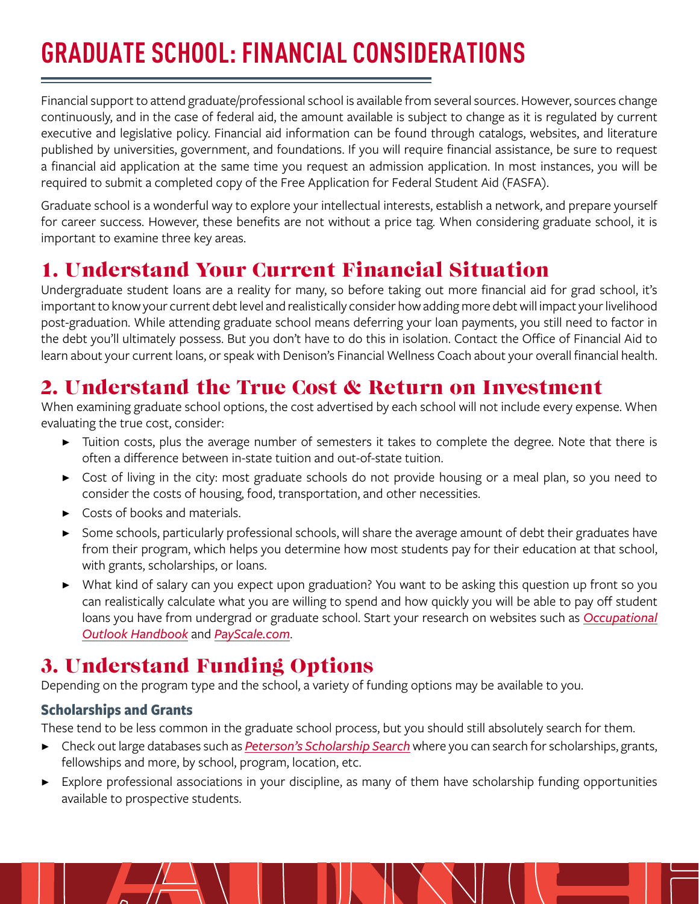# GRADUATE SCHOOL: FINANCIAL CONSIDERATIONS

Financial support to attend graduate/professional school is available from several sources. However, sources change continuously, and in the case of federal aid, the amount available is subject to change as it is regulated by current executive and legislative policy. Financial aid information can be found through catalogs, websites, and literature published by universities, government, and foundations. If you will require financial assistance, be sure to request a financial aid application at the same time you request an admission application. In most instances, you will be required to submit a completed copy of the Free Application for Federal Student Aid (FASFA).

Graduate school is a wonderful way to explore your intellectual interests, establish a network, and prepare yourself for career success. However, these benefits are not without a price tag. When considering graduate school, it is important to examine three key areas.

## 1. Understand Your Current Financial Situation

Undergraduate student loans are a reality for many, so before taking out more financial aid for grad school, it's important to know your current debt level and realistically consider how adding more debt will impact your livelihood post-graduation. While attending graduate school means deferring your loan payments, you still need to factor in the debt you'll ultimately possess. But you don't have to do this in isolation. Contact the Office of Financial Aid to learn about your current loans, or speak with Denison's Financial Wellness Coach about your overall financial health.

## 2. Understand the True Cost & Return on Investment

When examining graduate school options, the cost advertised by each school will not include every expense. When evaluating the true cost, consider:

- Tuition costs, plus the average number of semesters it takes to complete the degree. Note that there is often a difference between in-state tuition and out-of-state tuition.
- Cost of living in the city: most graduate schools do not provide housing or a meal plan, so you need to consider the costs of housing, food, transportation, and other necessities.
- Costs of books and materials.
- Some schools, particularly professional schools, will share the average amount of debt their graduates have from their program, which helps you determine how most students pay for their education at that school, with grants, scholarships, or loans.
- What kind of salary can you expect upon graduation? You want to be asking this question up front so you can realistically calculate what you are willing to spend and how quickly you will be able to pay off student loans you have from undergrad or graduate school. Start your research on websites such as *Occupational Outlook Handbook* and *PayScale.com*.

## 3. Understand Funding Options

Depending on the program type and the school, a variety of funding options may be available to you.

### Scholarships and Grants

These tend to be less common in the graduate school process, but you should still absolutely search for them.

- Check out large databases such as *Peterson's Scholarship Search* where you can search for scholarships, grants, fellowships and more, by school, program, location, etc.
- Explore professional associations in your discipline, as many of them have scholarship funding opportunities available to prospective students.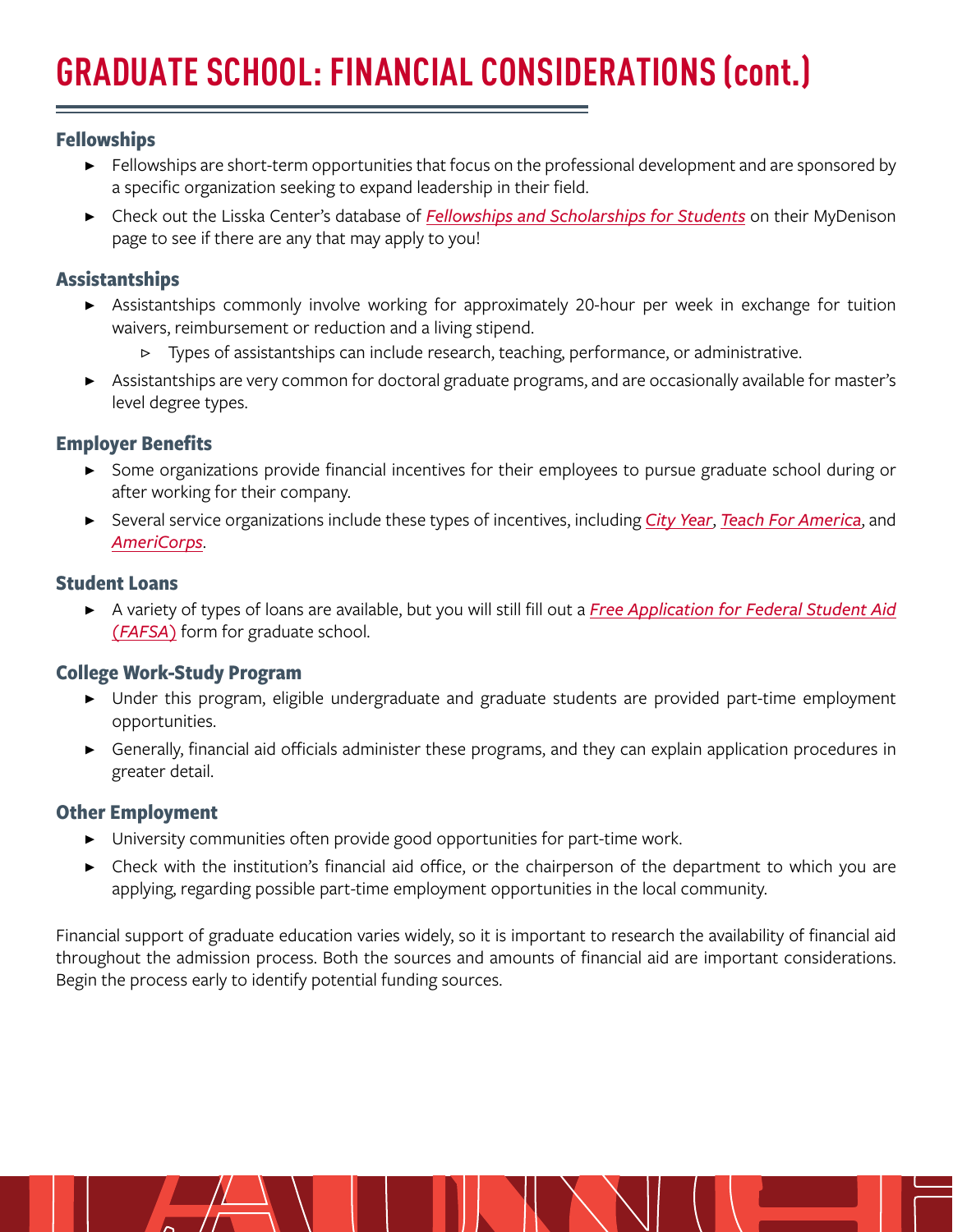# GRADUATE SCHOOL: FINANCIAL CONSIDERATIONS (cont.)

### Fellowships

- Fellowships are short-term opportunities that focus on the professional development and are sponsored by a specific organization seeking to expand leadership in their field.
- Check out the Lisska Center's database of *Fellowships and Scholarships for Students* on their MyDenison page to see if there are any that may apply to you!

### Assistantships

- Assistantships commonly involve working for approximately 20-hour per week in exchange for tuition waivers, reimbursement or reduction and a living stipend.
  - Types of assistantships can include research, teaching, performance, or administrative.
- Assistantships are very common for doctoral graduate programs, and are occasionally available for master's level degree types.

### Employer Benefits

- Some organizations provide financial incentives for their employees to pursue graduate school during or after working for their company.
- Several service organizations include these types of incentives, including *City Year*, *Teach For America*, and *AmeriCorps*.

### Student Loans

- A variety of types of loans are available, but you will still fill out a *Free Application for Federal Student Aid (FAFSA)* form for graduate school.

### College Work-Study Program

- Under this program, eligible undergraduate and graduate students are provided part-time employment opportunities.
- Generally, financial aid officials administer these programs, and they can explain application procedures in greater detail.

### Other Employment

- University communities often provide good opportunities for part-time work.
- Check with the institution's financial aid office, or the chairperson of the department to which you are applying, regarding possible part-time employment opportunities in the local community.

Financial support of graduate education varies widely, so it is important to research the availability of financial aid throughout the admission process. Both the sources and amounts of financial aid are important considerations. Begin the process early to identify potential funding sources.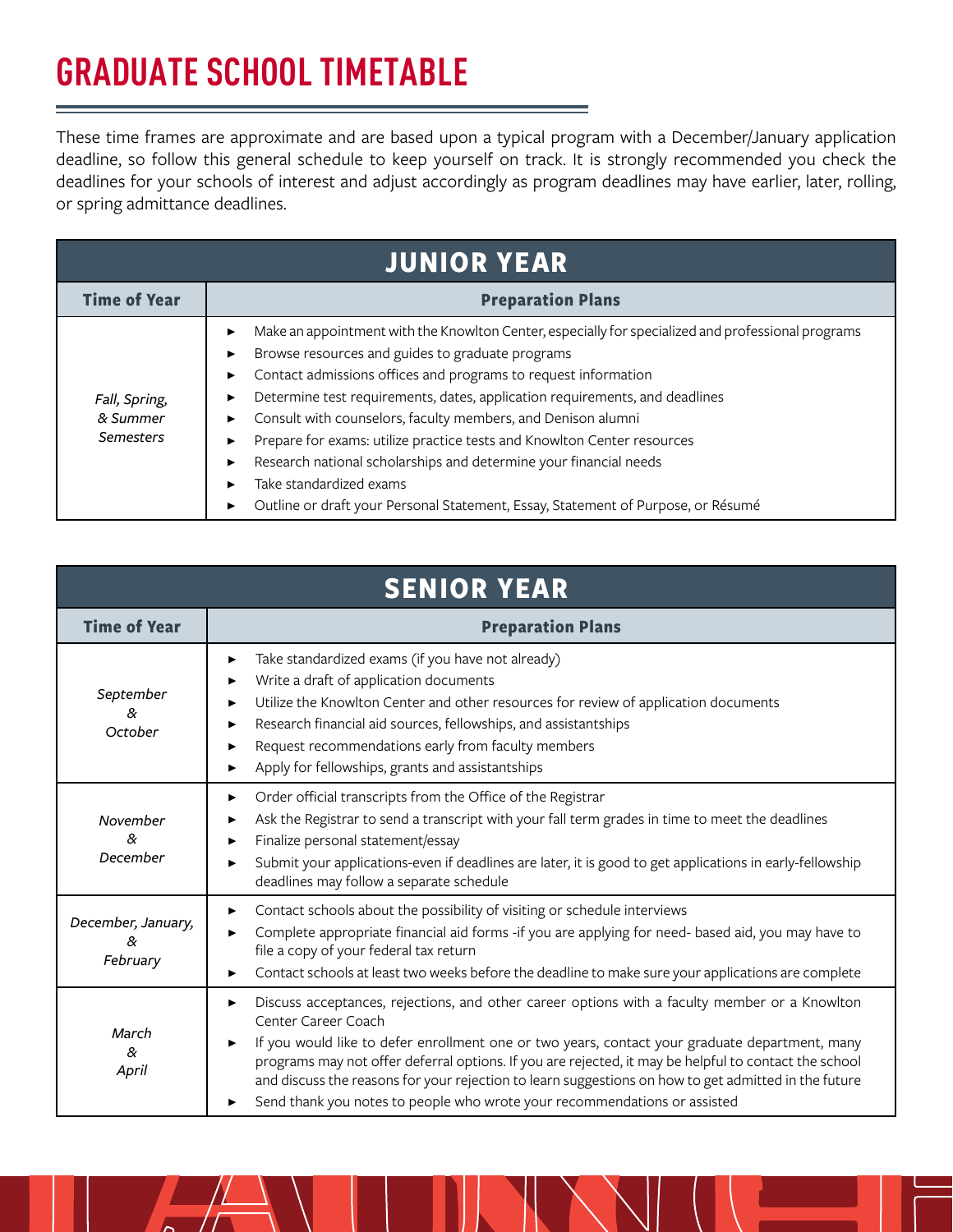# GRADUATE SCHOOL TIMETABLE

These time frames are approximate and are based upon a typical program with a December/January application deadline, so follow this general schedule to keep yourself on track. It is strongly recommended you check the deadlines for your schools of interest and adjust accordingly as program deadlines may have earlier, later, rolling, or spring admittance deadlines.

## JUNIOR YEAR

| Time of Year | Preparation Plans |
|---|---|
| *Fall, Spring, & Summer Semesters* | ► Make an appointment with the Knowlton Center, especially for specialized and professional programs<br>► Browse resources and guides to graduate programs<br>► Contact admissions offices and programs to request information<br>► Determine test requirements, dates, application requirements, and deadlines<br>► Consult with counselors, faculty members, and Denison alumni<br>► Prepare for exams: utilize practice tests and Knowlton Center resources<br>► Research national scholarships and determine your financial needs<br>► Take standardized exams<br>► Outline or draft your Personal Statement, Essay, Statement of Purpose, or Résumé |

## SENIOR YEAR

| Time of Year | Preparation Plans |
|---|---|
| *September & October* | ► Take standardized exams (if you have not already)<br>► Write a draft of application documents<br>► Utilize the Knowlton Center and other resources for review of application documents<br>► Research financial aid sources, fellowships, and assistantships<br>► Request recommendations early from faculty members<br>► Apply for fellowships, grants and assistantships |
| *November & December* | ► Order official transcripts from the Office of the Registrar<br>► Ask the Registrar to send a transcript with your fall term grades in time to meet the deadlines<br>► Finalize personal statement/essay<br>► Submit your applications-even if deadlines are later, it is good to get applications in early-fellowship deadlines may follow a separate schedule |
| *December, January, & February* | ► Contact schools about the possibility of visiting or schedule interviews<br>► Complete appropriate financial aid forms -if you are applying for need- based aid, you may have to file a copy of your federal tax return<br>► Contact schools at least two weeks before the deadline to make sure your applications are complete |
| *March & April* | ► Discuss acceptances, rejections, and other career options with a faculty member or a Knowlton Center Career Coach<br>► If you would like to defer enrollment one or two years, contact your graduate department, many programs may not offer deferral options. If you are rejected, it may be helpful to contact the school and discuss the reasons for your rejection to learn suggestions on how to get admitted in the future<br>► Send thank you notes to people who wrote your recommendations or assisted |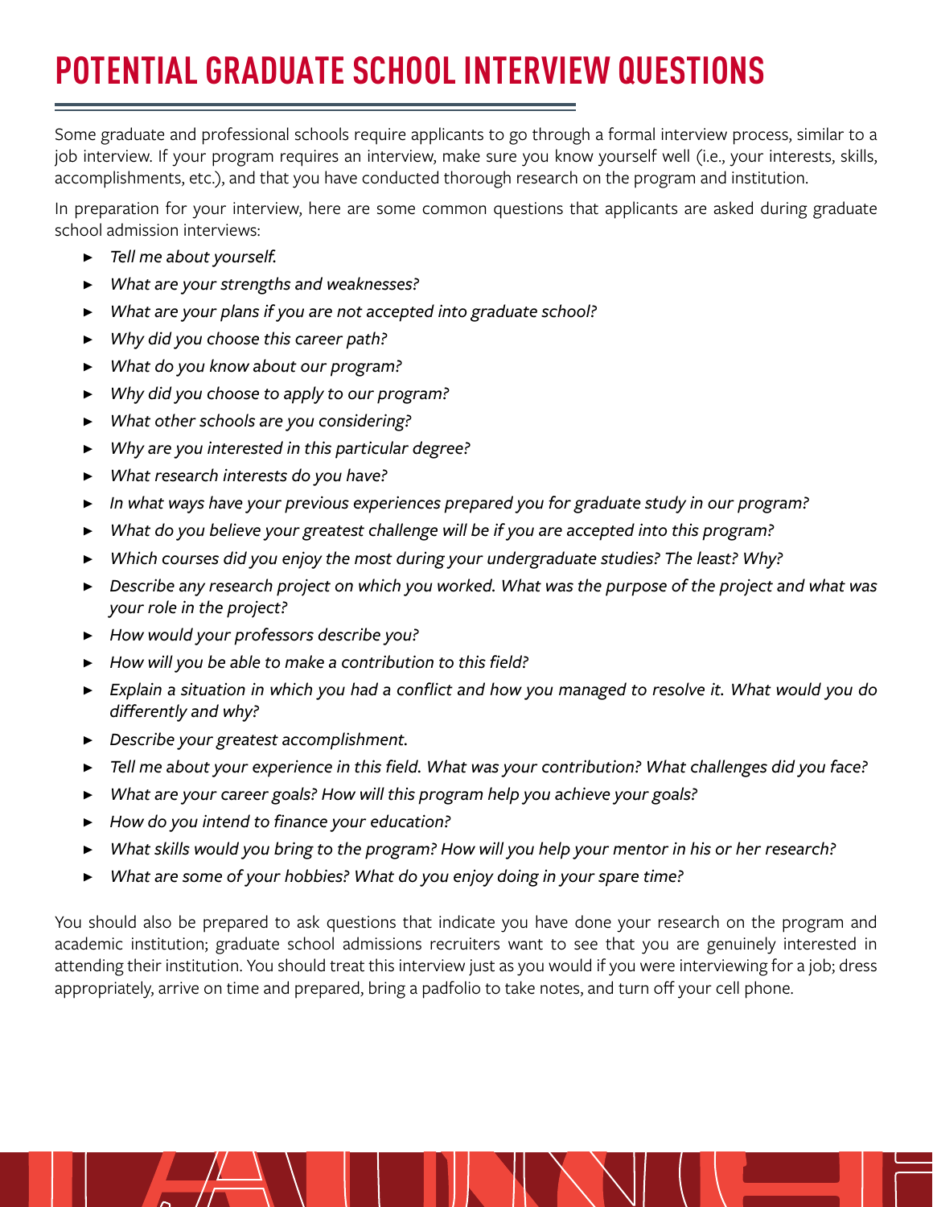# POTENTIAL GRADUATE SCHOOL INTERVIEW QUESTIONS

Some graduate and professional schools require applicants to go through a formal interview process, similar to a job interview. If your program requires an interview, make sure you know yourself well (i.e., your interests, skills, accomplishments, etc.), and that you have conducted thorough research on the program and institution.

In preparation for your interview, here are some common questions that applicants are asked during graduate school admission interviews:

- *Tell me about yourself.*
- *What are your strengths and weaknesses?*
- *What are your plans if you are not accepted into graduate school?*
- *Why did you choose this career path?*
- *What do you know about our program?*
- *Why did you choose to apply to our program?*
- *What other schools are you considering?*
- *Why are you interested in this particular degree?*
- *What research interests do you have?*
- *In what ways have your previous experiences prepared you for graduate study in our program?*
- *What do you believe your greatest challenge will be if you are accepted into this program?*
- *Which courses did you enjoy the most during your undergraduate studies? The least? Why?*
- *Describe any research project on which you worked. What was the purpose of the project and what was your role in the project?*
- *How would your professors describe you?*
- *How will you be able to make a contribution to this field?*
- *Explain a situation in which you had a conflict and how you managed to resolve it. What would you do differently and why?*
- *Describe your greatest accomplishment.*
- *Tell me about your experience in this field. What was your contribution? What challenges did you face?*
- *What are your career goals? How will this program help you achieve your goals?*
- *How do you intend to finance your education?*
- *What skills would you bring to the program? How will you help your mentor in his or her research?*
- *What are some of your hobbies? What do you enjoy doing in your spare time?*

You should also be prepared to ask questions that indicate you have done your research on the program and academic institution; graduate school admissions recruiters want to see that you are genuinely interested in attending their institution. You should treat this interview just as you would if you were interviewing for a job; dress appropriately, arrive on time and prepared, bring a padfolio to take notes, and turn off your cell phone.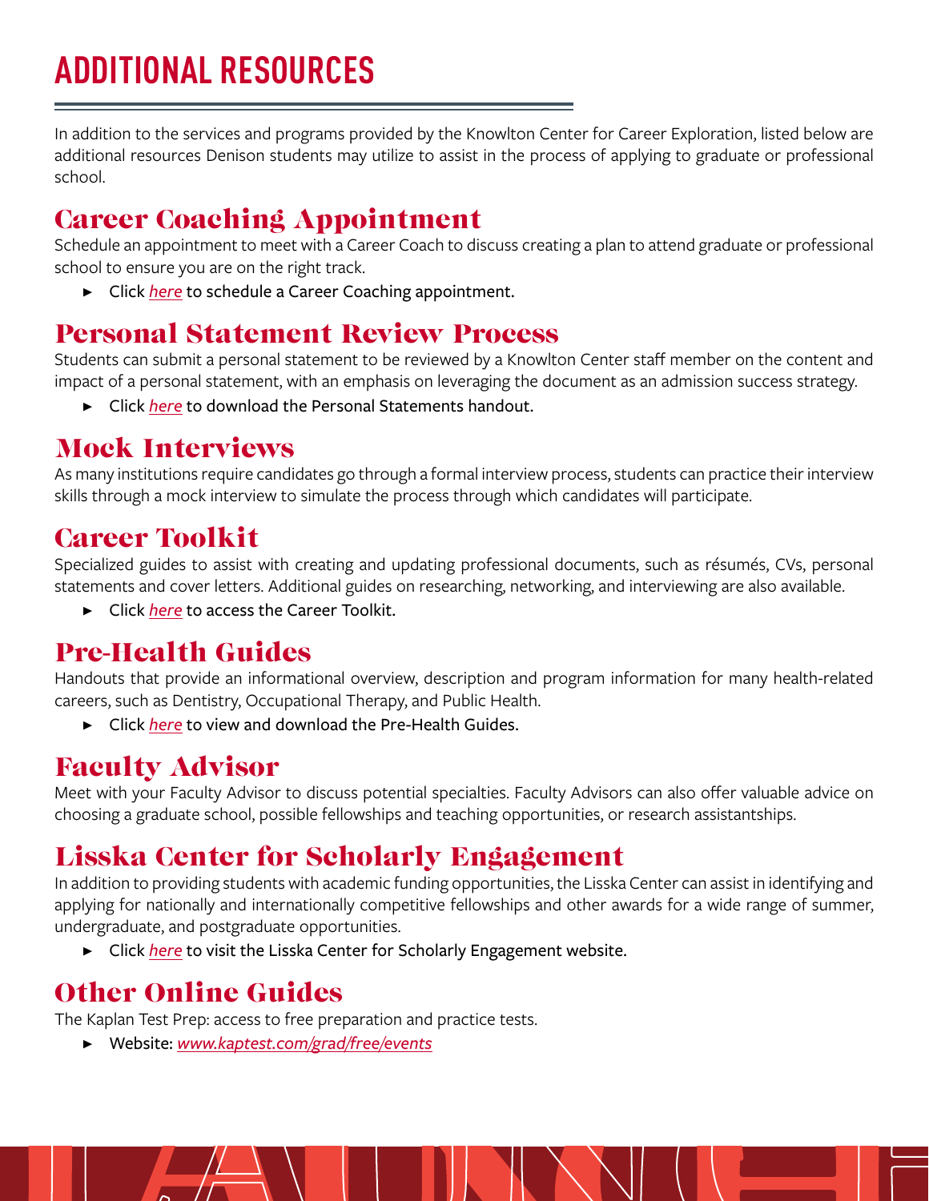# ADDITIONAL RESOURCES

In addition to the services and programs provided by the Knowlton Center for Career Exploration, listed below are additional resources Denison students may utilize to assist in the process of applying to graduate or professional school.

## Career Coaching Appointment

Schedule an appointment to meet with a Career Coach to discuss creating a plan to attend graduate or professional school to ensure you are on the right track.

- Click *here* to schedule a Career Coaching appointment.

## Personal Statement Review Process

Students can submit a personal statement to be reviewed by a Knowlton Center staff member on the content and impact of a personal statement, with an emphasis on leveraging the document as an admission success strategy.

- Click *here* to download the Personal Statements handout.

## Mock Interviews

As many institutions require candidates go through a formal interview process, students can practice their interview skills through a mock interview to simulate the process through which candidates will participate.

## Career Toolkit

Specialized guides to assist with creating and updating professional documents, such as résumés, CVs, personal statements and cover letters. Additional guides on researching, networking, and interviewing are also available.

- Click *here* to access the Career Toolkit.

## Pre-Health Guides

Handouts that provide an informational overview, description and program information for many health-related careers, such as Dentistry, Occupational Therapy, and Public Health.

- Click *here* to view and download the Pre-Health Guides.

## Faculty Advisor

Meet with your Faculty Advisor to discuss potential specialties. Faculty Advisors can also offer valuable advice on choosing a graduate school, possible fellowships and teaching opportunities, or research assistantships.

## Lisska Center for Scholarly Engagement

In addition to providing students with academic funding opportunities, the Lisska Center can assist in identifying and applying for nationally and internationally competitive fellowships and other awards for a wide range of summer, undergraduate, and postgraduate opportunities.

- Click *here* to visit the Lisska Center for Scholarly Engagement website.

## Other Online Guides

The Kaplan Test Prep: access to free preparation and practice tests.

- Website: *www.kaptest.com/grad/free/events*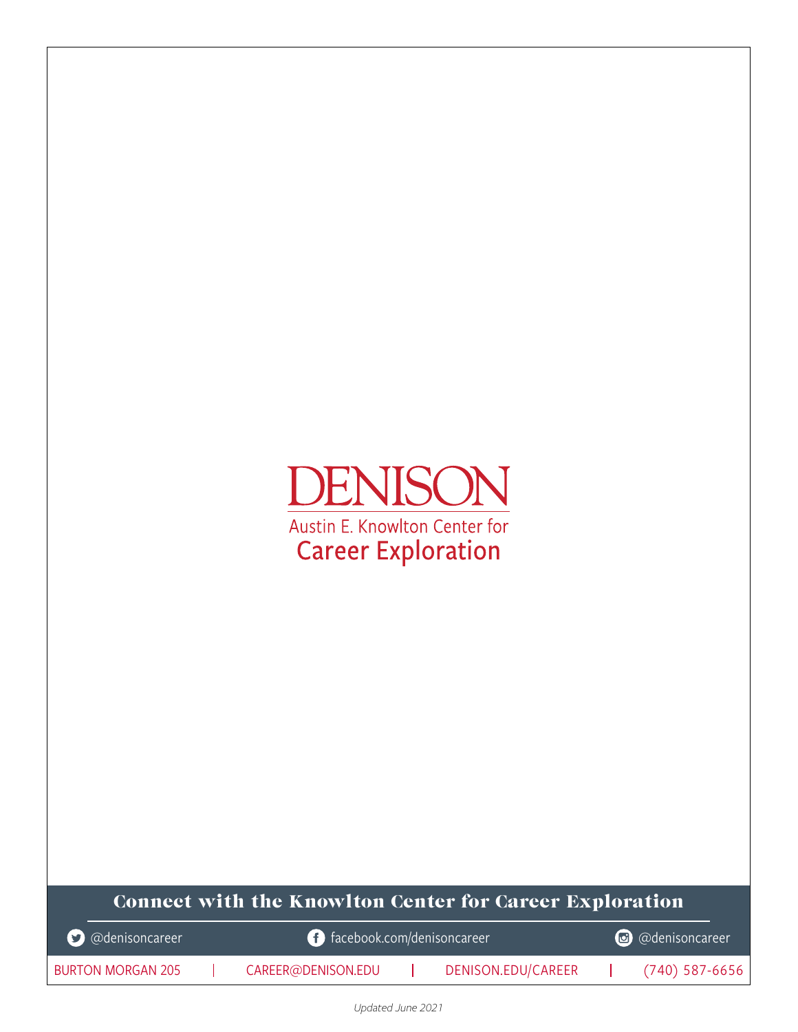DENISON

Austin E. Knowlton Center for

Career Exploration

## Connect with the Knowlton Center for Career Exploration

@denisoncareer | facebook.com/denisoncareer | @denisoncareer

BURTON MORGAN 205 | CAREER@DENISON.EDU | DENISON.EDU/CAREER | (740) 587-6656

*Updated June 2021*